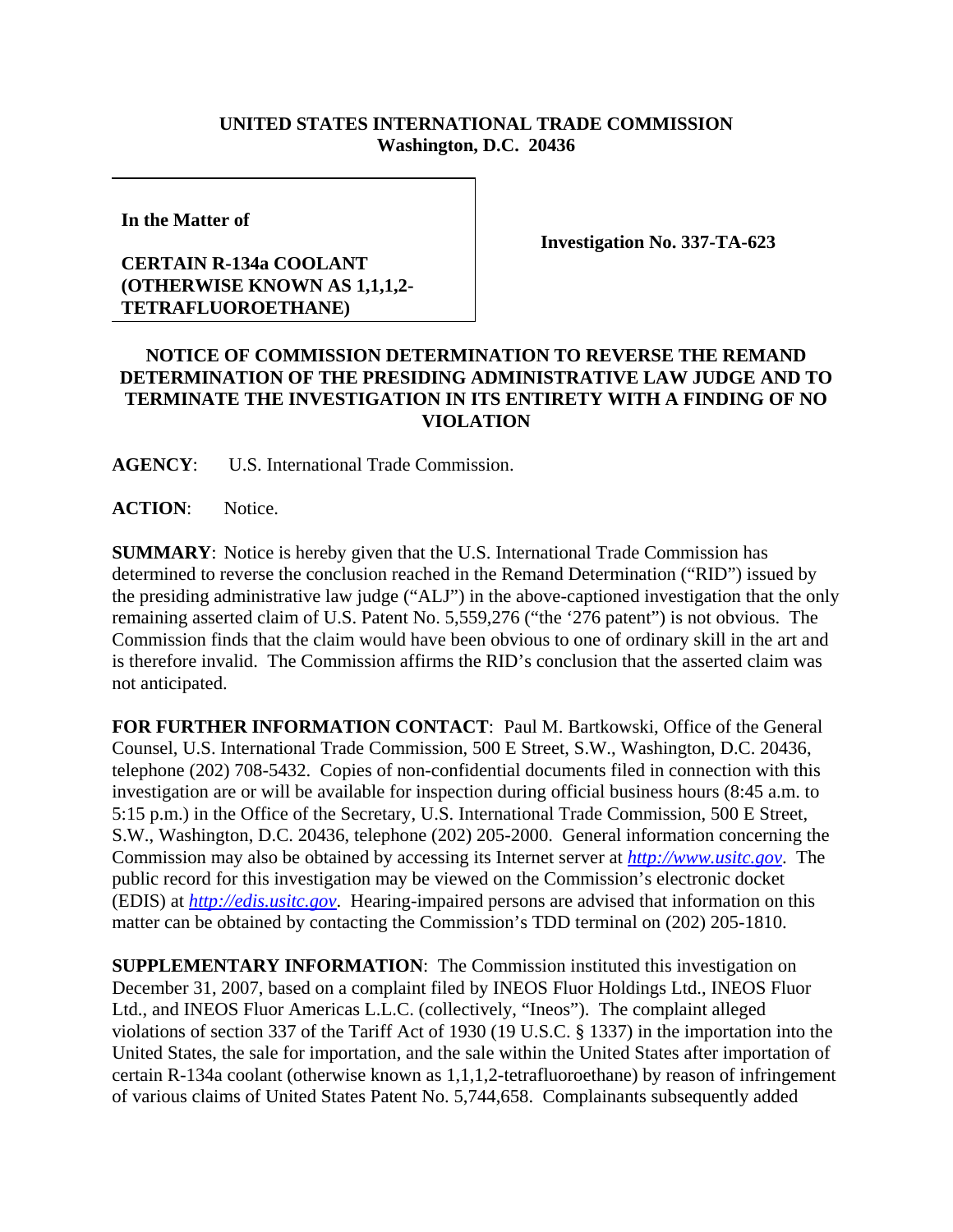**UNITED STATES INTERNATIONAL TRADE COMMISSION**
**Washington, D.C. 20436**

| | |
|---|---|
| **In the Matter of**<br><br>**CERTAIN R-134a COOLANT (OTHERWISE KNOWN AS 1,1,1,2-TETRAFLUOROETHANE)** | **Investigation No. 337-TA-623** |

**NOTICE OF COMMISSION DETERMINATION TO REVERSE THE REMAND DETERMINATION OF THE PRESIDING ADMINISTRATIVE LAW JUDGE AND TO TERMINATE THE INVESTIGATION IN ITS ENTIRETY WITH A FINDING OF NO VIOLATION**

**AGENCY**: U.S. International Trade Commission.

**ACTION**: Notice.

**SUMMARY**: Notice is hereby given that the U.S. International Trade Commission has determined to reverse the conclusion reached in the Remand Determination ("RID") issued by the presiding administrative law judge ("ALJ") in the above-captioned investigation that the only remaining asserted claim of U.S. Patent No. 5,559,276 ("the '276 patent") is not obvious. The Commission finds that the claim would have been obvious to one of ordinary skill in the art and is therefore invalid. The Commission affirms the RID's conclusion that the asserted claim was not anticipated.

**FOR FURTHER INFORMATION CONTACT**: Paul M. Bartkowski, Office of the General Counsel, U.S. International Trade Commission, 500 E Street, S.W., Washington, D.C. 20436, telephone (202) 708-5432. Copies of non-confidential documents filed in connection with this investigation are or will be available for inspection during official business hours (8:45 a.m. to 5:15 p.m.) in the Office of the Secretary, U.S. International Trade Commission, 500 E Street, S.W., Washington, D.C. 20436, telephone (202) 205-2000. General information concerning the Commission may also be obtained by accessing its Internet server at *http://www.usitc.gov*. The public record for this investigation may be viewed on the Commission's electronic docket (EDIS) at *http://edis.usitc.gov*. Hearing-impaired persons are advised that information on this matter can be obtained by contacting the Commission's TDD terminal on (202) 205-1810.

**SUPPLEMENTARY INFORMATION**: The Commission instituted this investigation on December 31, 2007, based on a complaint filed by INEOS Fluor Holdings Ltd., INEOS Fluor Ltd., and INEOS Fluor Americas L.L.C. (collectively, "Ineos"). The complaint alleged violations of section 337 of the Tariff Act of 1930 (19 U.S.C. § 1337) in the importation into the United States, the sale for importation, and the sale within the United States after importation of certain R-134a coolant (otherwise known as 1,1,1,2-tetrafluoroethane) by reason of infringement of various claims of United States Patent No. 5,744,658. Complainants subsequently added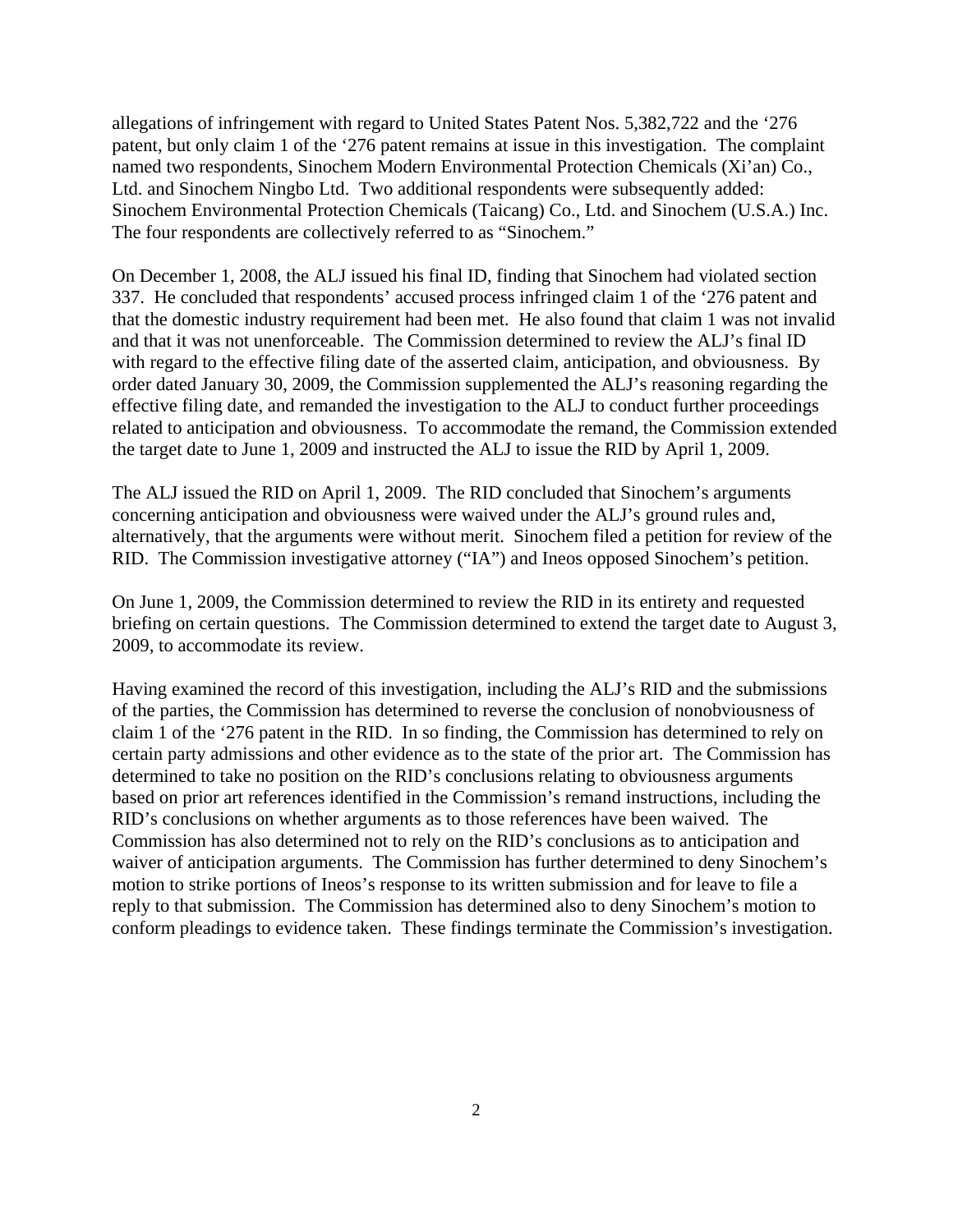allegations of infringement with regard to United States Patent Nos. 5,382,722 and the '276 patent, but only claim 1 of the '276 patent remains at issue in this investigation. The complaint named two respondents, Sinochem Modern Environmental Protection Chemicals (Xi'an) Co., Ltd. and Sinochem Ningbo Ltd. Two additional respondents were subsequently added: Sinochem Environmental Protection Chemicals (Taicang) Co., Ltd. and Sinochem (U.S.A.) Inc. The four respondents are collectively referred to as "Sinochem."

On December 1, 2008, the ALJ issued his final ID, finding that Sinochem had violated section 337. He concluded that respondents' accused process infringed claim 1 of the '276 patent and that the domestic industry requirement had been met. He also found that claim 1 was not invalid and that it was not unenforceable. The Commission determined to review the ALJ's final ID with regard to the effective filing date of the asserted claim, anticipation, and obviousness. By order dated January 30, 2009, the Commission supplemented the ALJ's reasoning regarding the effective filing date, and remanded the investigation to the ALJ to conduct further proceedings related to anticipation and obviousness. To accommodate the remand, the Commission extended the target date to June 1, 2009 and instructed the ALJ to issue the RID by April 1, 2009.

The ALJ issued the RID on April 1, 2009. The RID concluded that Sinochem's arguments concerning anticipation and obviousness were waived under the ALJ's ground rules and, alternatively, that the arguments were without merit. Sinochem filed a petition for review of the RID. The Commission investigative attorney ("IA") and Ineos opposed Sinochem's petition.

On June 1, 2009, the Commission determined to review the RID in its entirety and requested briefing on certain questions. The Commission determined to extend the target date to August 3, 2009, to accommodate its review.

Having examined the record of this investigation, including the ALJ's RID and the submissions of the parties, the Commission has determined to reverse the conclusion of nonobviousness of claim 1 of the '276 patent in the RID. In so finding, the Commission has determined to rely on certain party admissions and other evidence as to the state of the prior art. The Commission has determined to take no position on the RID's conclusions relating to obviousness arguments based on prior art references identified in the Commission's remand instructions, including the RID's conclusions on whether arguments as to those references have been waived. The Commission has also determined not to rely on the RID's conclusions as to anticipation and waiver of anticipation arguments. The Commission has further determined to deny Sinochem's motion to strike portions of Ineos's response to its written submission and for leave to file a reply to that submission. The Commission has determined also to deny Sinochem's motion to conform pleadings to evidence taken. These findings terminate the Commission's investigation.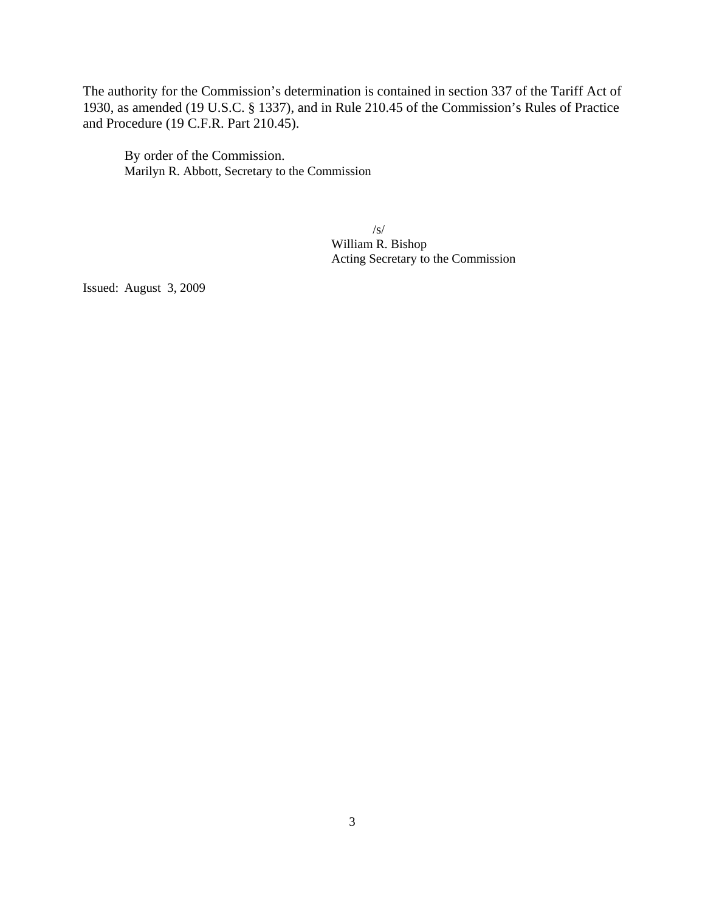The authority for the Commission's determination is contained in section 337 of the Tariff Act of 1930, as amended (19 U.S.C. § 1337), and in Rule 210.45 of the Commission's Rules of Practice and Procedure (19 C.F.R. Part 210.45).

By order of the Commission.
Marilyn R. Abbott, Secretary to the Commission

/s/
William R. Bishop
Acting Secretary to the Commission

Issued: August 3, 2009